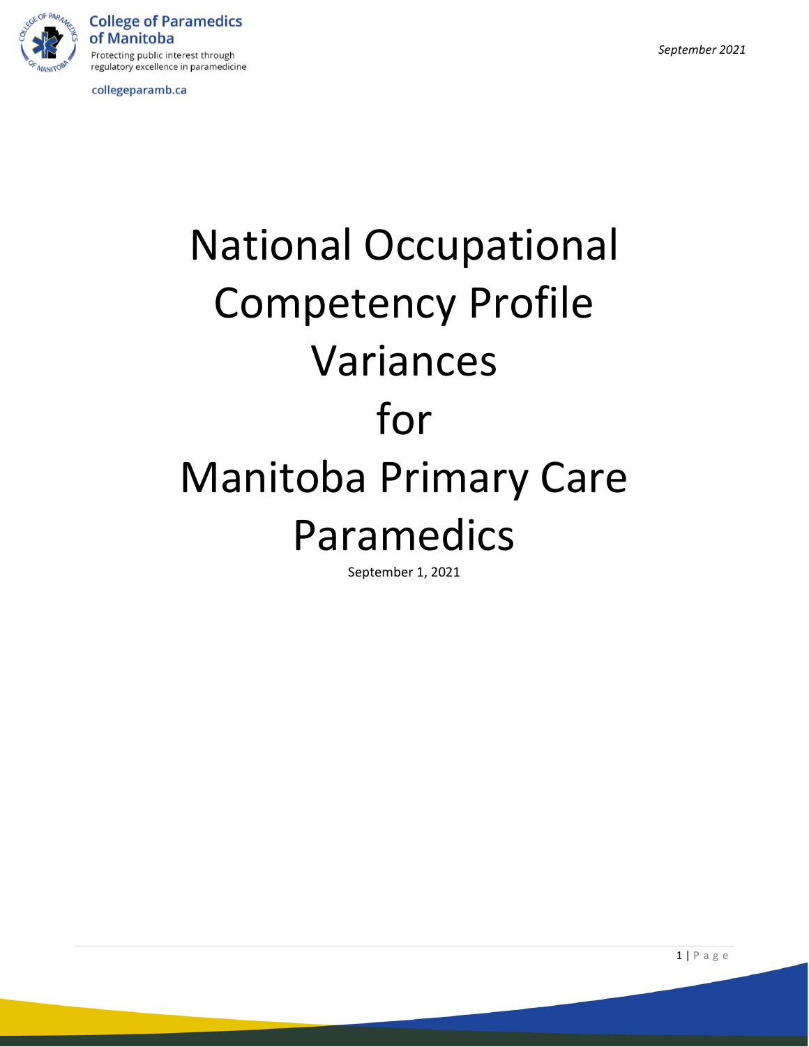College of Paramedics of Manitoba

Protecting public interest through regulatory excellence in paramedicine

collegeparamb.ca

*September 2021*

# National Occupational Competency Profile Variances for Manitoba Primary Care Paramedics

September 1, 2021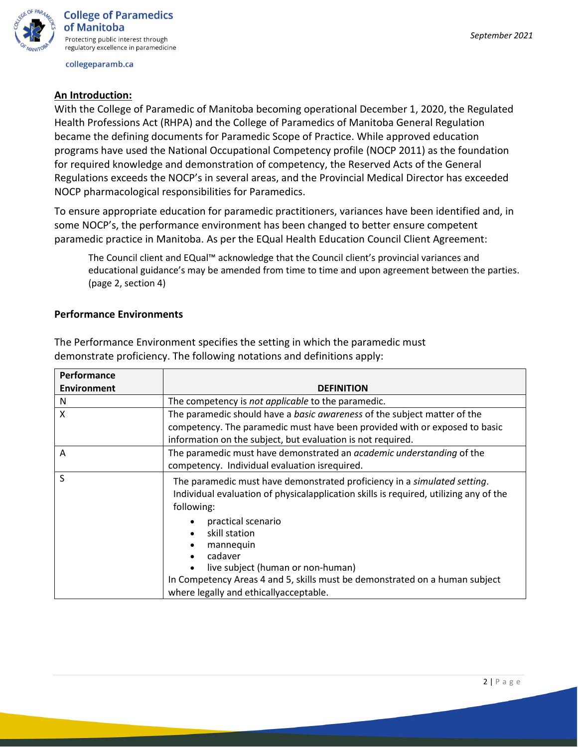**An Introduction:**

With the College of Paramedic of Manitoba becoming operational December 1, 2020, the Regulated Health Professions Act (RHPA) and the College of Paramedics of Manitoba General Regulation became the defining documents for Paramedic Scope of Practice. While approved education programs have used the National Occupational Competency profile (NOCP 2011) as the foundation for required knowledge and demonstration of competency, the Reserved Acts of the General Regulations exceeds the NOCP's in several areas, and the Provincial Medical Director has exceeded NOCP pharmacological responsibilities for Paramedics.

To ensure appropriate education for paramedic practitioners, variances have been identified and, in some NOCP's, the performance environment has been changed to better ensure competent paramedic practice in Manitoba. As per the EQual Health Education Council Client Agreement:

> The Council client and EQual™ acknowledge that the Council client's provincial variances and educational guidance's may be amended from time to time and upon agreement between the parties. (page 2, section 4)

**Performance Environments**

The Performance Environment specifies the setting in which the paramedic must demonstrate proficiency. The following notations and definitions apply:

| Performance Environment | DEFINITION |
|---|---|
| N | The competency is *not applicable* to the paramedic. |
| X | The paramedic should have a *basic awareness* of the subject matter of the competency. The paramedic must have been provided with or exposed to basic information on the subject, but evaluation is not required. |
| A | The paramedic must have demonstrated an *academic understanding* of the competency. Individual evaluation isrequired. |
| S | The paramedic must have demonstrated proficiency in a *simulated setting*. Individual evaluation of physicalapplication skills is required, utilizing any of the following:<br>• practical scenario<br>• skill station<br>• mannequin<br>• cadaver<br>• live subject (human or non-human)<br>In Competency Areas 4 and 5, skills must be demonstrated on a human subject where legally and ethicallyacceptable. |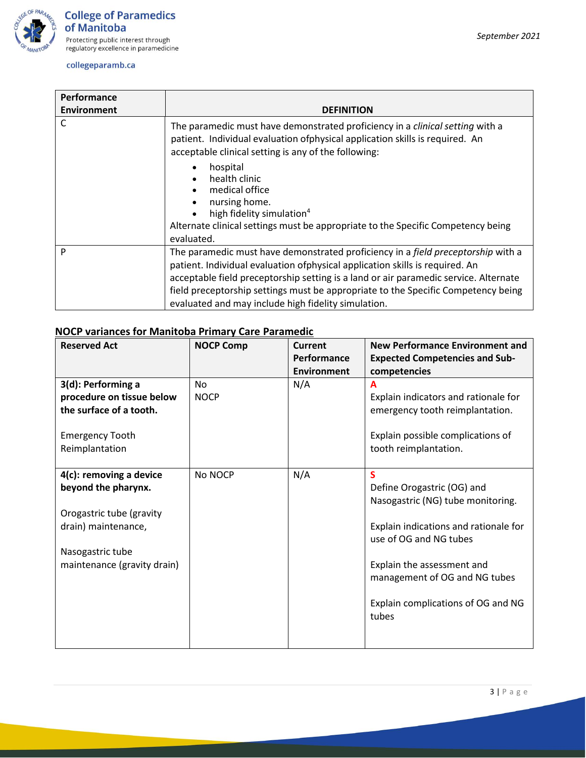| Performance Environment | DEFINITION |
|---|---|
| C | The paramedic must have demonstrated proficiency in a *clinical setting* with a patient. Individual evaluation ofphysical application skills is required. An acceptable clinical setting is any of the following:<br>• hospital<br>• health clinic<br>• medical office<br>• nursing home.<br>• high fidelity simulation[4]<br>Alternate clinical settings must be appropriate to the Specific Competency being evaluated. |
| P | The paramedic must have demonstrated proficiency in a *field preceptorship* with a patient. Individual evaluation ofphysical application skills is required. An acceptable field preceptorship setting is a land or air paramedic service. Alternate field preceptorship settings must be appropriate to the Specific Competency being evaluated and may include high fidelity simulation. |

## NOCP variances for Manitoba Primary Care Paramedic

| Reserved Act | NOCP Comp | Current Performance Environment | New Performance Environment and Expected Competencies and Sub-competencies |
|---|---|---|---|
| **3(d): Performing a procedure on tissue below the surface of a tooth.**<br><br>Emergency Tooth Reimplantation | No NOCP | N/A | **A**<br>Explain indicators and rationale for emergency tooth reimplantation.<br><br>Explain possible complications of tooth reimplantation. |
| **4(c): removing a device beyond the pharynx.**<br><br>Orogastric tube (gravity drain) maintenance,<br><br>Nasogastric tube maintenance (gravity drain) | No NOCP | N/A | **S**<br>Define Orogastric (OG) and Nasogastric (NG) tube monitoring.<br><br>Explain indications and rationale for use of OG and NG tubes<br><br>Explain the assessment and management of OG and NG tubes<br><br>Explain complications of OG and NG tubes |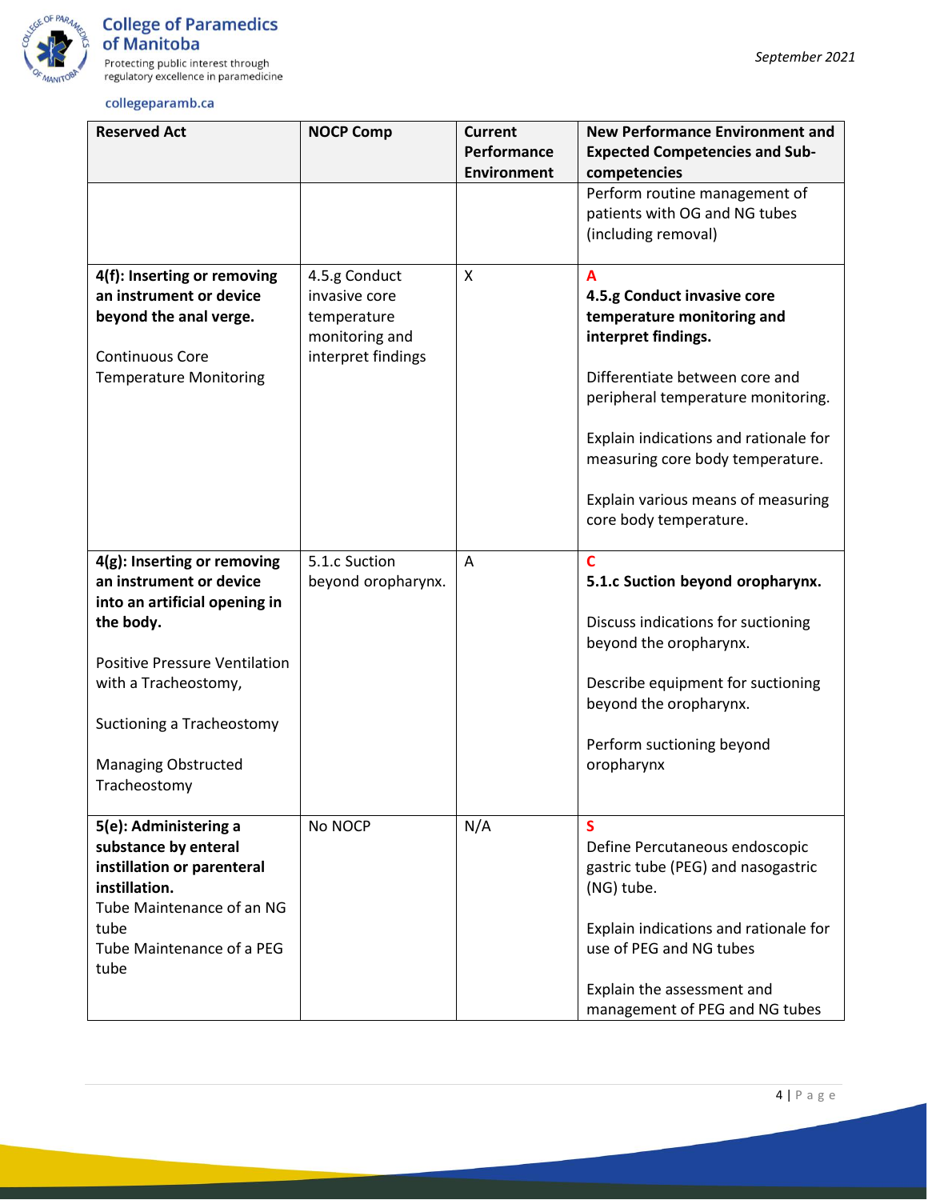| Reserved Act | NOCP Comp | Current Performance Environment | New Performance Environment and Expected Competencies and Sub-competencies |
|---|---|---|---|
| | | | Perform routine management of patients with OG and NG tubes (including removal) |
| **4(f): Inserting or removing an instrument or device beyond the anal verge.**<br><br>Continuous Core Temperature Monitoring | 4.5.g Conduct invasive core temperature monitoring and interpret findings | X | **A**<br>**4.5.g Conduct invasive core temperature monitoring and interpret findings.**<br><br>Differentiate between core and peripheral temperature monitoring.<br><br>Explain indications and rationale for measuring core body temperature.<br><br>Explain various means of measuring core body temperature. |
| **4(g): Inserting or removing an instrument or device into an artificial opening in the body.**<br><br>Positive Pressure Ventilation with a Tracheostomy,<br><br>Suctioning a Tracheostomy<br><br>Managing Obstructed Tracheostomy | 5.1.c Suction beyond oropharynx. | A | **C**<br>**5.1.c Suction beyond oropharynx.**<br><br>Discuss indications for suctioning beyond the oropharynx.<br><br>Describe equipment for suctioning beyond the oropharynx.<br><br>Perform suctioning beyond oropharynx |
| **5(e): Administering a substance by enteral instillation or parenteral instillation.**<br>Tube Maintenance of an NG tube<br>Tube Maintenance of a PEG tube | No NOCP | N/A | **S**<br>Define Percutaneous endoscopic gastric tube (PEG) and nasogastric (NG) tube.<br><br>Explain indications and rationale for use of PEG and NG tubes<br><br>Explain the assessment and management of PEG and NG tubes |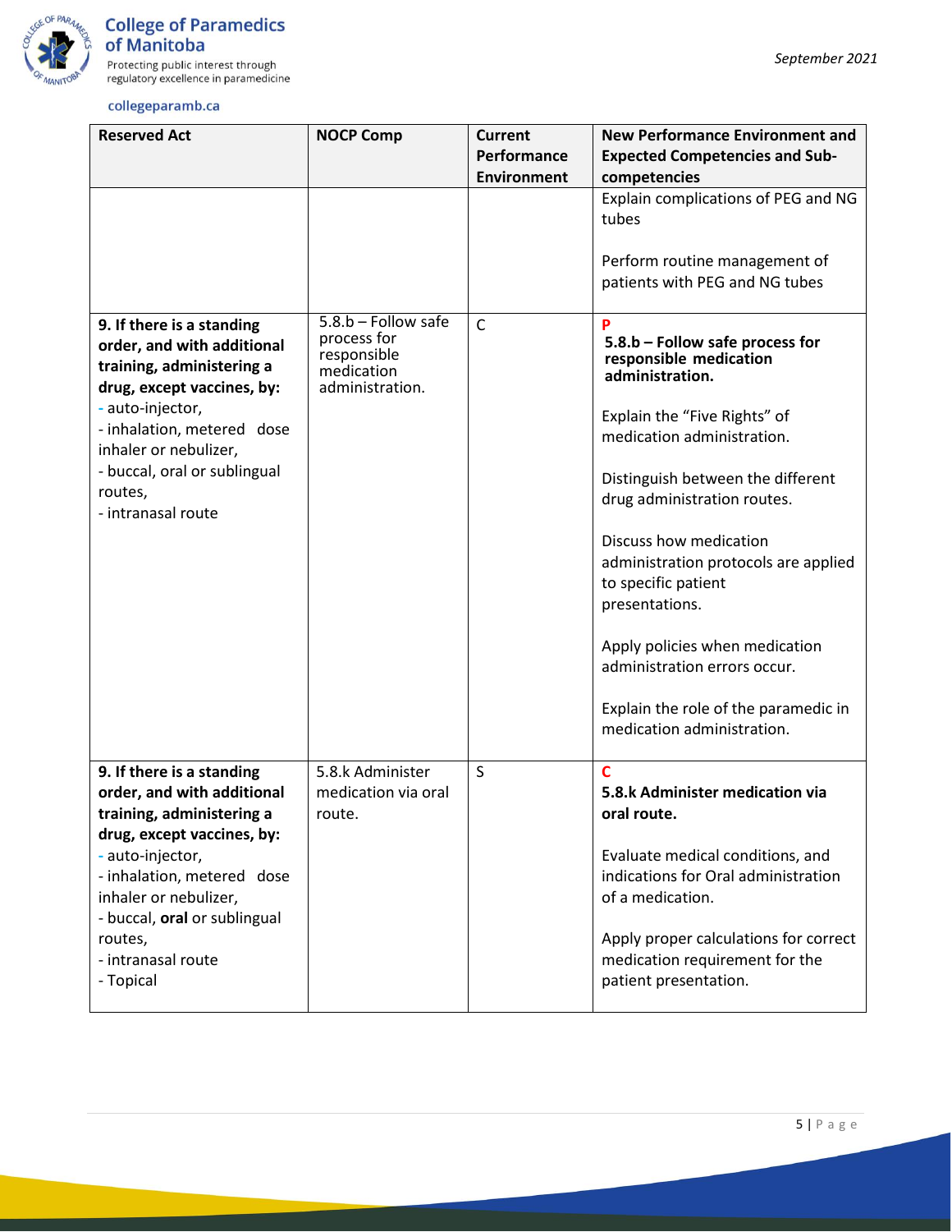| Reserved Act | NOCP Comp | Current Performance Environment | New Performance Environment and Expected Competencies and Sub-competencies |
|---|---|---|---|
| | | | Explain complications of PEG and NG tubes<br><br>Perform routine management of patients with PEG and NG tubes |
| **9. If there is a standing order, and with additional training, administering a drug, except vaccines, by:**<br>- auto-injector,<br>- inhalation, metered dose inhaler or nebulizer,<br>- buccal, oral or sublingual routes,<br>- intranasal route | 5.8.b – Follow safe process for responsible medication administration. | C | P<br>**5.8.b – Follow safe process for responsible medication administration.**<br><br>Explain the "Five Rights" of medication administration.<br><br>Distinguish between the different drug administration routes.<br><br>Discuss how medication administration protocols are applied to specific patient presentations.<br><br>Apply policies when medication administration errors occur.<br><br>Explain the role of the paramedic in medication administration. |
| **9. If there is a standing order, and with additional training, administering a drug, except vaccines, by:**<br>- auto-injector,<br>- inhalation, metered dose inhaler or nebulizer,<br>- buccal, **oral** or sublingual routes,<br>- intranasal route<br>- Topical | 5.8.k Administer medication via oral route. | S | C<br>**5.8.k Administer medication via oral route.**<br><br>Evaluate medical conditions, and indications for Oral administration of a medication.<br><br>Apply proper calculations for correct medication requirement for the patient presentation. |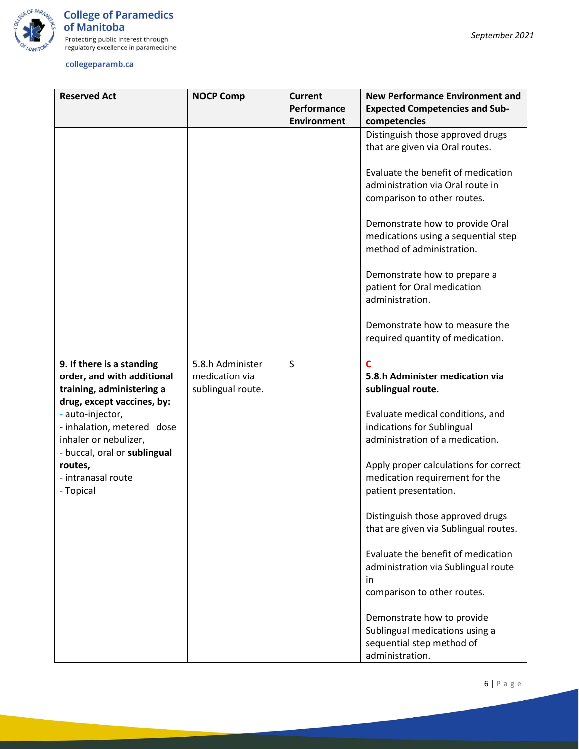| Reserved Act | NOCP Comp | Current Performance Environment | New Performance Environment and Expected Competencies and Sub-competencies |
|---|---|---|---|
| | | | Distinguish those approved drugs that are given via Oral routes.<br><br>Evaluate the benefit of medication administration via Oral route in comparison to other routes.<br><br>Demonstrate how to provide Oral medications using a sequential step method of administration.<br><br>Demonstrate how to prepare a patient for Oral medication administration.<br><br>Demonstrate how to measure the required quantity of medication. |
| **9. If there is a standing order, and with additional training, administering a drug, except vaccines, by:**<br>- auto-injector,<br>- inhalation, metered dose inhaler or nebulizer,<br>- buccal, oral or **sublingual routes,**<br>- intranasal route<br>- Topical | 5.8.h Administer medication via sublingual route. | S | C<br>**5.8.h Administer medication via sublingual route.**<br><br>Evaluate medical conditions, and indications for Sublingual administration of a medication.<br><br>Apply proper calculations for correct medication requirement for the patient presentation.<br><br>Distinguish those approved drugs that are given via Sublingual routes.<br><br>Evaluate the benefit of medication administration via Sublingual route in comparison to other routes.<br><br>Demonstrate how to provide Sublingual medications using a sequential step method of administration. |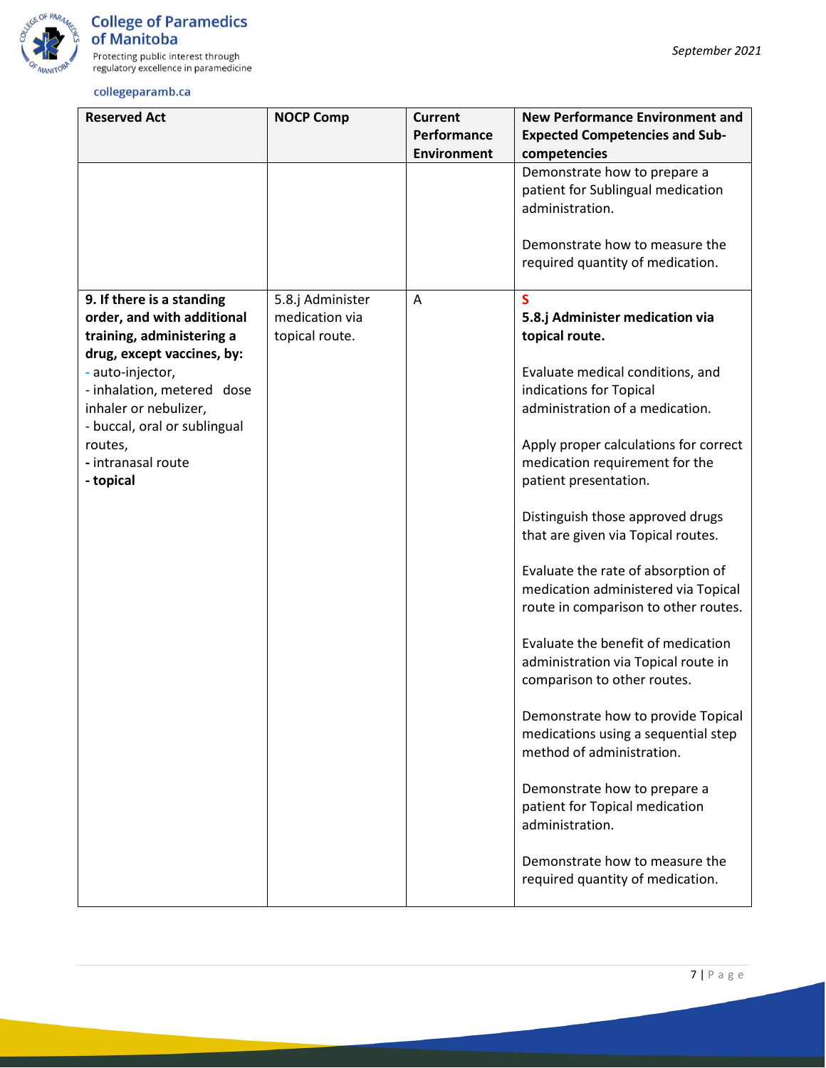| Reserved Act | NOCP Comp | Current Performance Environment | New Performance Environment and Expected Competencies and Sub-competencies |
|---|---|---|---|
| | | | Demonstrate how to prepare a patient for Sublingual medication administration.<br><br>Demonstrate how to measure the required quantity of medication. |
| **9. If there is a standing order, and with additional training, administering a drug, except vaccines, by:**<br>- auto-injector,<br>- inhalation, metered dose inhaler or nebulizer,<br>- buccal, oral or sublingual routes,<br>**-** intranasal route<br>**- topical** | 5.8.j Administer medication via topical route. | A | **S**<br>**5.8.j Administer medication via topical route.**<br><br>Evaluate medical conditions, and indications for Topical administration of a medication.<br><br>Apply proper calculations for correct medication requirement for the patient presentation.<br><br>Distinguish those approved drugs that are given via Topical routes.<br><br>Evaluate the rate of absorption of medication administered via Topical route in comparison to other routes.<br><br>Evaluate the benefit of medication administration via Topical route in comparison to other routes.<br><br>Demonstrate how to provide Topical medications using a sequential step method of administration.<br><br>Demonstrate how to prepare a patient for Topical medication administration.<br><br>Demonstrate how to measure the required quantity of medication. |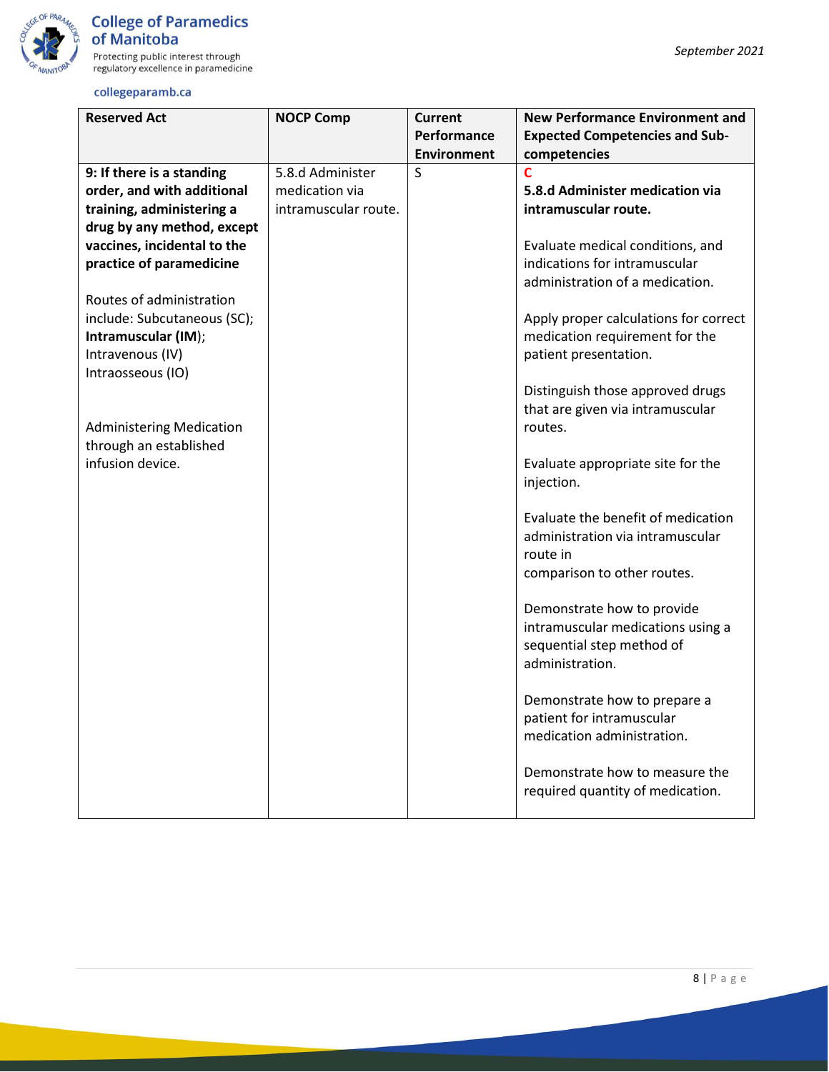| Reserved Act | NOCP Comp | Current Performance Environment | New Performance Environment and Expected Competencies and Sub-competencies |
|---|---|---|---|
| **9: If there is a standing order, and with additional training, administering a drug by any method, except vaccines, incidental to the practice of paramedicine**<br><br>Routes of administration include: Subcutaneous (SC); **Intramuscular (IM)**; Intravenous (IV) Intraosseous (IO)<br><br>Administering Medication through an established infusion device. | 5.8.d Administer medication via intramuscular route. | S | **C**<br>**5.8.d Administer medication via intramuscular route.**<br><br>Evaluate medical conditions, and indications for intramuscular administration of a medication.<br><br>Apply proper calculations for correct medication requirement for the patient presentation.<br><br>Distinguish those approved drugs that are given via intramuscular routes.<br><br>Evaluate appropriate site for the injection.<br><br>Evaluate the benefit of medication administration via intramuscular route in comparison to other routes.<br><br>Demonstrate how to provide intramuscular medications using a sequential step method of administration.<br><br>Demonstrate how to prepare a patient for intramuscular medication administration.<br><br>Demonstrate how to measure the required quantity of medication. |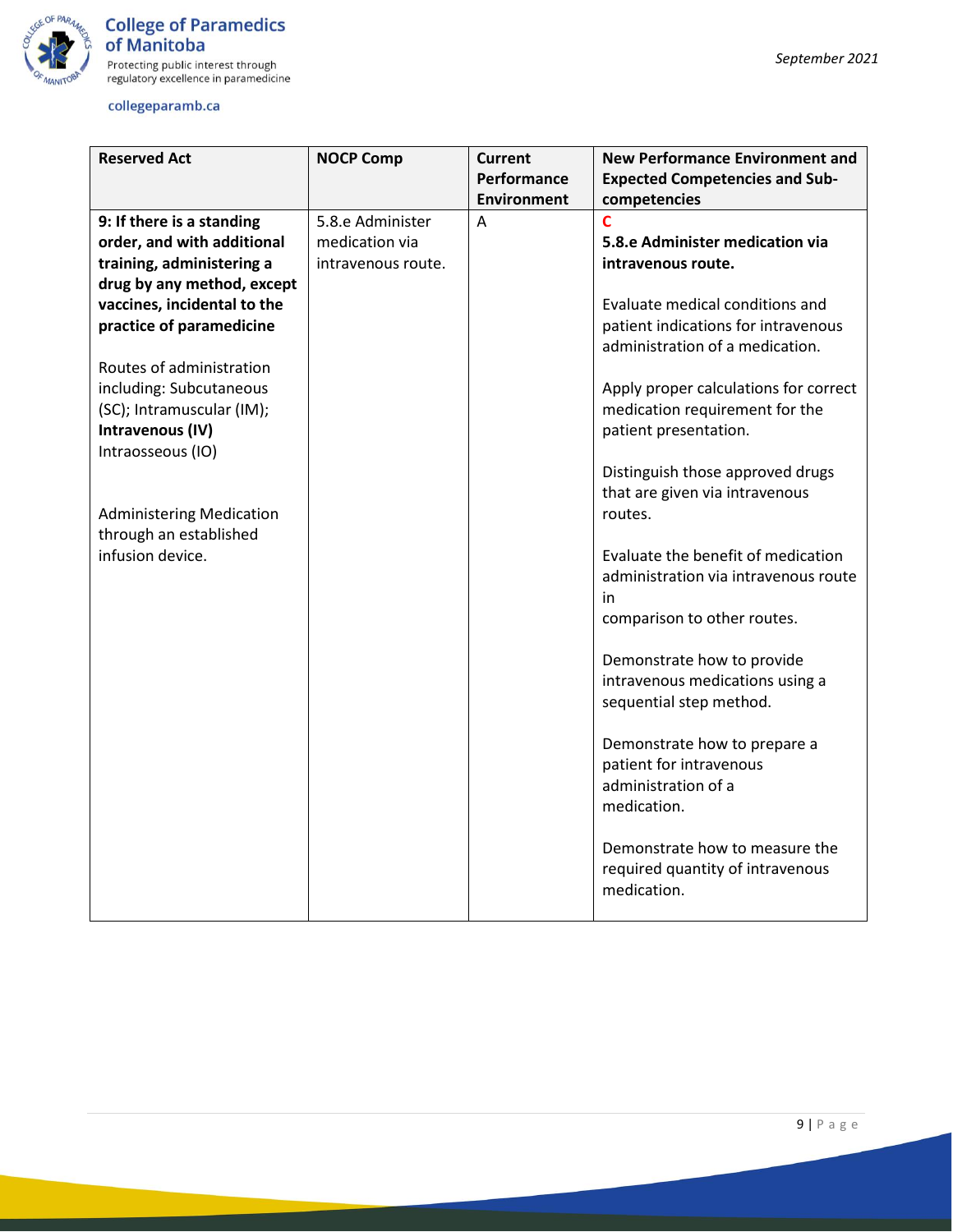| Reserved Act | NOCP Comp | Current Performance Environment | New Performance Environment and Expected Competencies and Sub-competencies |
|---|---|---|---|
| **9: If there is a standing order, and with additional training, administering a drug by any method, except vaccines, incidental to the practice of paramedicine**<br><br>Routes of administration including: Subcutaneous (SC); Intramuscular (IM); **Intravenous (IV)** Intraosseous (IO)<br><br>Administering Medication through an established infusion device. | 5.8.e Administer medication via intravenous route. | A | **C**<br>**5.8.e Administer medication via intravenous route.**<br><br>Evaluate medical conditions and patient indications for intravenous administration of a medication.<br><br>Apply proper calculations for correct medication requirement for the patient presentation.<br><br>Distinguish those approved drugs that are given via intravenous routes.<br><br>Evaluate the benefit of medication administration via intravenous route in comparison to other routes.<br><br>Demonstrate how to provide intravenous medications using a sequential step method.<br><br>Demonstrate how to prepare a patient for intravenous administration of a medication.<br><br>Demonstrate how to measure the required quantity of intravenous medication. |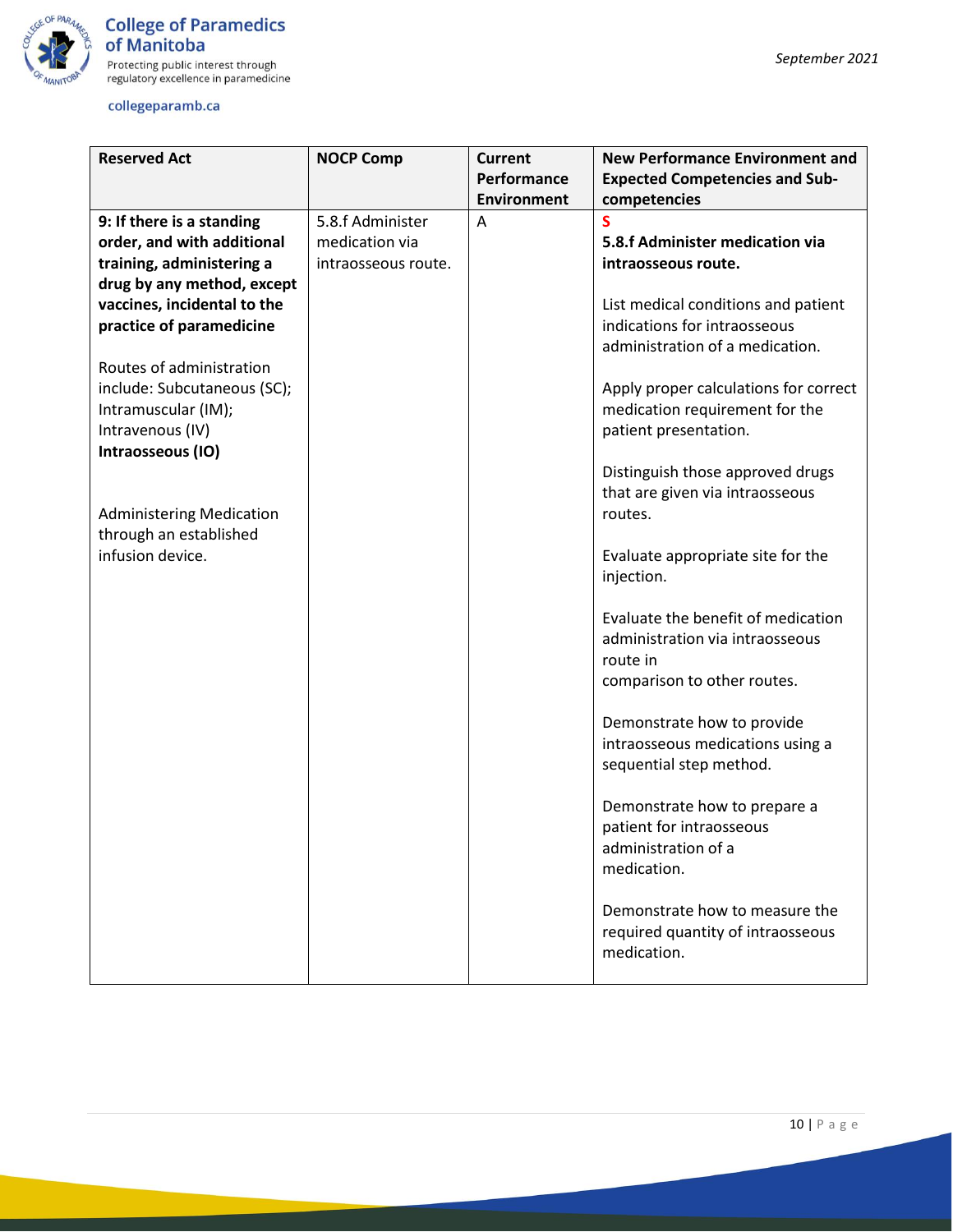| Reserved Act | NOCP Comp | Current Performance Environment | New Performance Environment and Expected Competencies and Sub-competencies |
|---|---|---|---|
| **9: If there is a standing order, and with additional training, administering a drug by any method, except vaccines, incidental to the practice of paramedicine**<br><br>Routes of administration include: Subcutaneous (SC); Intramuscular (IM); Intravenous (IV) **Intraosseous (IO)**<br><br>Administering Medication through an established infusion device. | 5.8.f Administer medication via intraosseous route. | A | **S**<br>**5.8.f Administer medication via intraosseous route.**<br><br>List medical conditions and patient indications for intraosseous administration of a medication.<br><br>Apply proper calculations for correct medication requirement for the patient presentation.<br><br>Distinguish those approved drugs that are given via intraosseous routes.<br><br>Evaluate appropriate site for the injection.<br><br>Evaluate the benefit of medication administration via intraosseous route in comparison to other routes.<br><br>Demonstrate how to provide intraosseous medications using a sequential step method.<br><br>Demonstrate how to prepare a patient for intraosseous administration of a medication.<br><br>Demonstrate how to measure the required quantity of intraosseous medication. |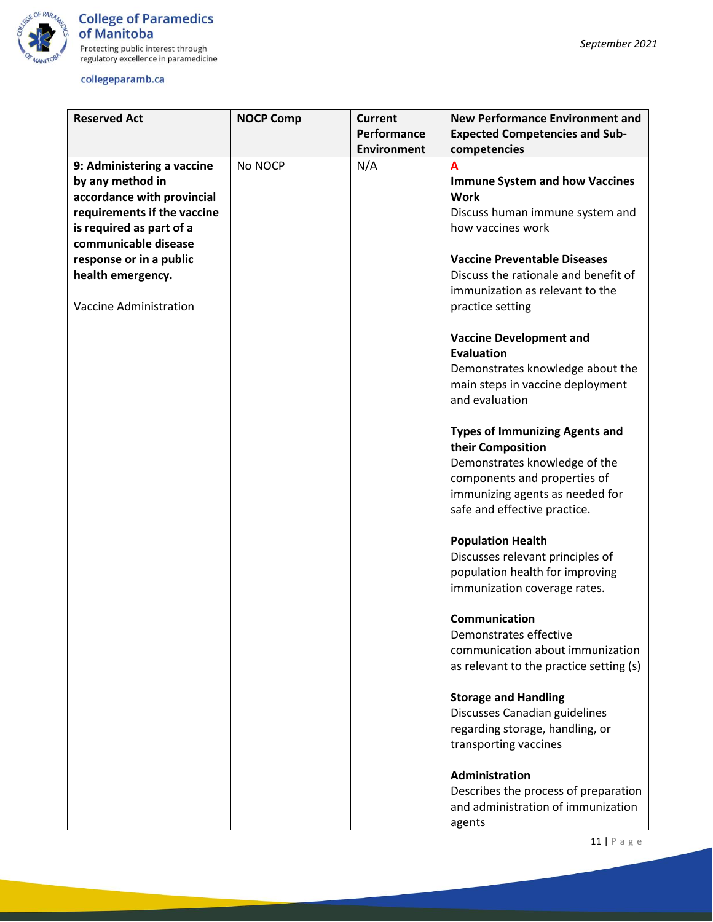| Reserved Act | NOCP Comp | Current Performance Environment | New Performance Environment and Expected Competencies and Sub-competencies |
|---|---|---|---|
| **9: Administering a vaccine by any method in accordance with provincial requirements if the vaccine is required as part of a communicable disease response or in a public health emergency.**<br><br>Vaccine Administration | No NOCP | N/A | **A**<br>**Immune System and how Vaccines Work**<br>Discuss human immune system and how vaccines work<br><br>**Vaccine Preventable Diseases**<br>Discuss the rationale and benefit of immunization as relevant to the practice setting<br><br>**Vaccine Development and Evaluation**<br>Demonstrates knowledge about the main steps in vaccine deployment and evaluation<br><br>**Types of Immunizing Agents and their Composition**<br>Demonstrates knowledge of the components and properties of immunizing agents as needed for safe and effective practice.<br><br>**Population Health**<br>Discusses relevant principles of population health for improving immunization coverage rates.<br><br>**Communication**<br>Demonstrates effective communication about immunization as relevant to the practice setting (s)<br><br>**Storage and Handling**<br>Discusses Canadian guidelines regarding storage, handling, or transporting vaccines<br><br>**Administration**<br>Describes the process of preparation and administration of immunization agents |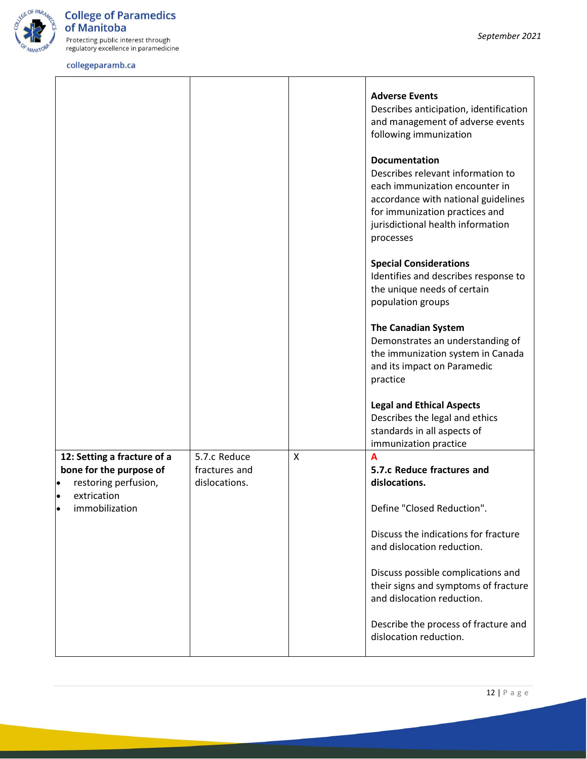| | | | |
|---|---|---|---|
| | | | **Adverse Events**<br>Describes anticipation, identification and management of adverse events following immunization<br><br>**Documentation**<br>Describes relevant information to each immunization encounter in accordance with national guidelines for immunization practices and jurisdictional health information processes<br><br>**Special Considerations**<br>Identifies and describes response to the unique needs of certain population groups<br><br>**The Canadian System**<br>Demonstrates an understanding of the immunization system in Canada and its impact on Paramedic practice<br><br>**Legal and Ethical Aspects**<br>Describes the legal and ethics standards in all aspects of immunization practice |
| **12: Setting a fracture of a bone for the purpose of**<br>• restoring perfusion,<br>• extrication<br>• immobilization | 5.7.c Reduce fractures and dislocations. | X | **A**<br>**5.7.c Reduce fractures and dislocations.**<br><br>Define "Closed Reduction".<br><br>Discuss the indications for fracture and dislocation reduction.<br><br>Discuss possible complications and their signs and symptoms of fracture and dislocation reduction.<br><br>Describe the process of fracture and dislocation reduction. |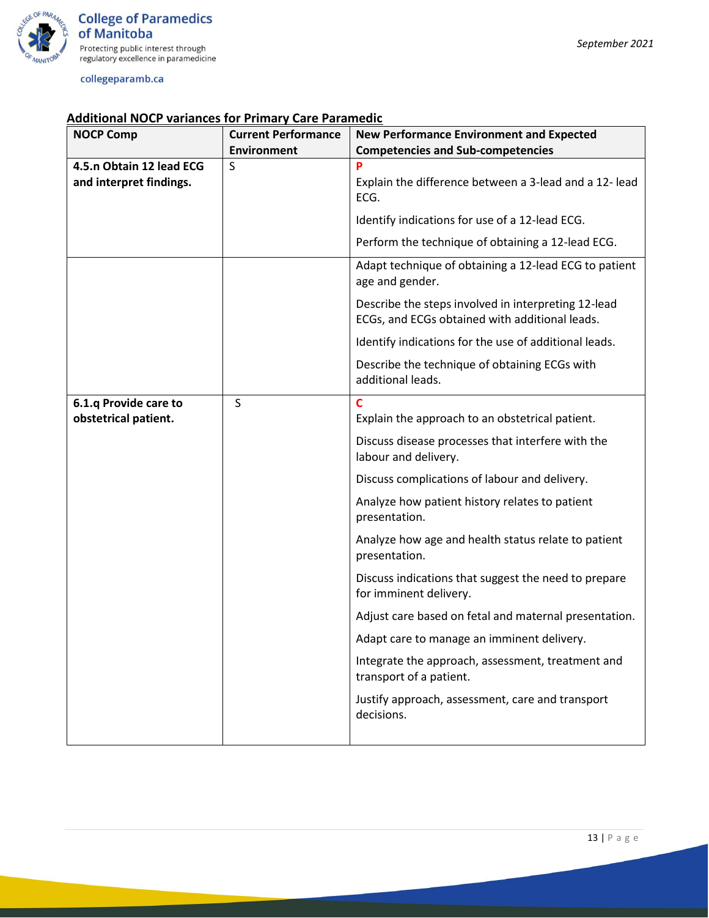## Additional NOCP variances for Primary Care Paramedic

| NOCP Comp | Current Performance Environment | New Performance Environment and Expected Competencies and Sub-competencies |
|---|---|---|
| **4.5.n Obtain 12 lead ECG and interpret findings.** | S | **P**<br>Explain the difference between a 3-lead and a 12- lead ECG.<br>Identify indications for use of a 12-lead ECG.<br>Perform the technique of obtaining a 12-lead ECG. |
| | | Adapt technique of obtaining a 12-lead ECG to patient age and gender.<br>Describe the steps involved in interpreting 12-lead ECGs, and ECGs obtained with additional leads.<br>Identify indications for the use of additional leads.<br>Describe the technique of obtaining ECGs with additional leads. |
| **6.1.q Provide care to obstetrical patient.** | S | **C**<br>Explain the approach to an obstetrical patient.<br>Discuss disease processes that interfere with the labour and delivery.<br>Discuss complications of labour and delivery.<br>Analyze how patient history relates to patient presentation.<br>Analyze how age and health status relate to patient presentation.<br>Discuss indications that suggest the need to prepare for imminent delivery.<br>Adjust care based on fetal and maternal presentation.<br>Adapt care to manage an imminent delivery.<br>Integrate the approach, assessment, treatment and transport of a patient.<br>Justify approach, assessment, care and transport decisions. |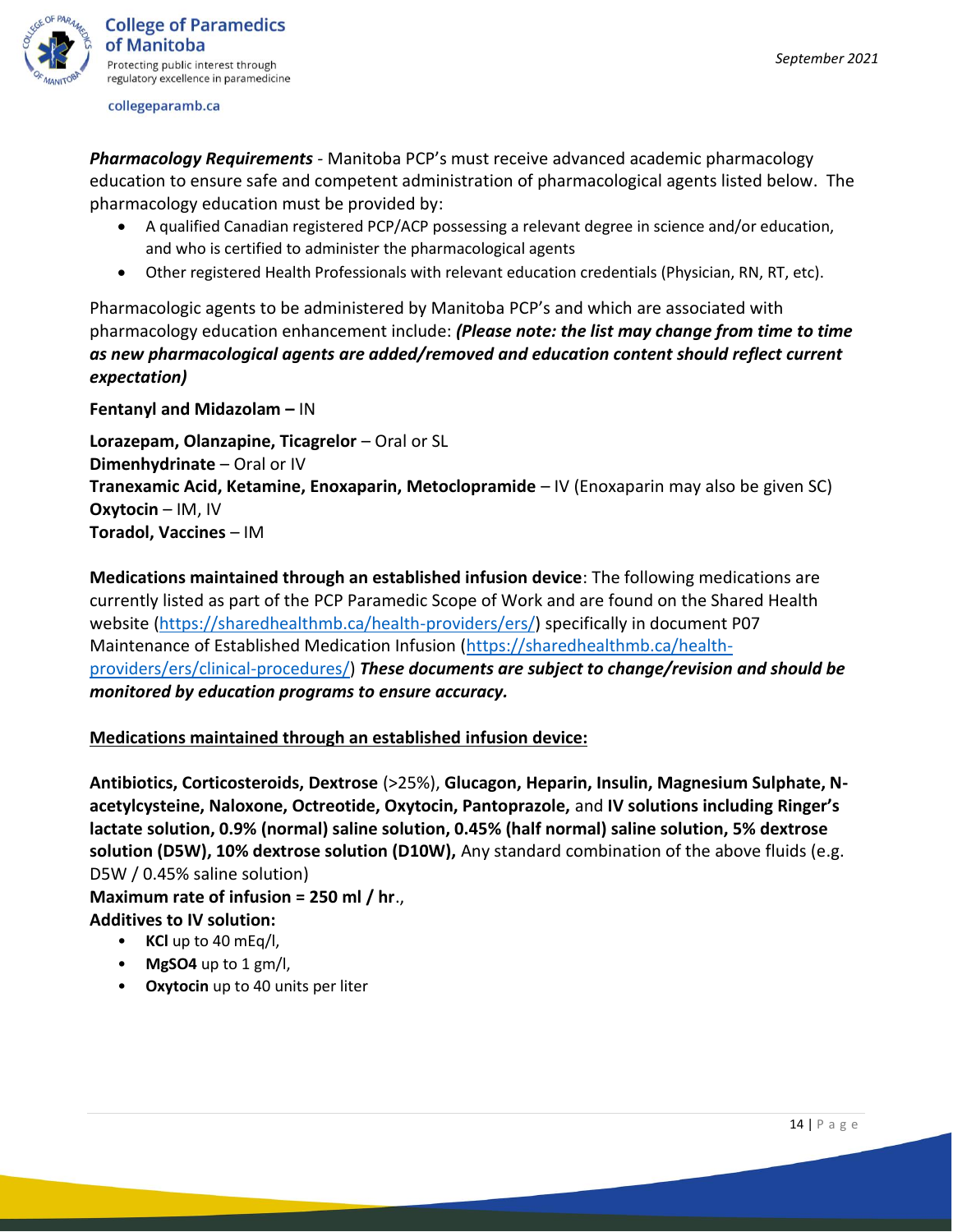***Pharmacology Requirements*** - Manitoba PCP's must receive advanced academic pharmacology education to ensure safe and competent administration of pharmacological agents listed below. The pharmacology education must be provided by:

- A qualified Canadian registered PCP/ACP possessing a relevant degree in science and/or education, and who is certified to administer the pharmacological agents
- Other registered Health Professionals with relevant education credentials (Physician, RN, RT, etc).

Pharmacologic agents to be administered by Manitoba PCP's and which are associated with pharmacology education enhancement include: ***(Please note: the list may change from time to time as new pharmacological agents are added/removed and education content should reflect current expectation)***

**Fentanyl and Midazolam –** IN

**Lorazepam, Olanzapine, Ticagrelor** – Oral or SL
**Dimenhydrinate** – Oral or IV
**Tranexamic Acid, Ketamine, Enoxaparin, Metoclopramide** – IV (Enoxaparin may also be given SC)
**Oxytocin** – IM, IV
**Toradol, Vaccines** – IM

**Medications maintained through an established infusion device**: The following medications are currently listed as part of the PCP Paramedic Scope of Work and are found on the Shared Health website (https://sharedhealthmb.ca/health-providers/ers/) specifically in document P07 Maintenance of Established Medication Infusion (https://sharedhealthmb.ca/health-providers/ers/clinical-procedures/) ***These documents are subject to change/revision and should be monitored by education programs to ensure accuracy.***

**Medications maintained through an established infusion device:**

**Antibiotics, Corticosteroids, Dextrose** (>25%), **Glucagon, Heparin, Insulin, Magnesium Sulphate, N-acetylcysteine, Naloxone, Octreotide, Oxytocin, Pantoprazole,** and **IV solutions including Ringer's lactate solution, 0.9% (normal) saline solution, 0.45% (half normal) saline solution, 5% dextrose solution (D5W), 10% dextrose solution (D10W),** Any standard combination of the above fluids (e.g. D5W / 0.45% saline solution)
**Maximum rate of infusion = 250 ml / hr**.,
**Additives to IV solution:**

- **KCl** up to 40 mEq/l,
- **MgSO4** up to 1 gm/l,
- **Oxytocin** up to 40 units per liter